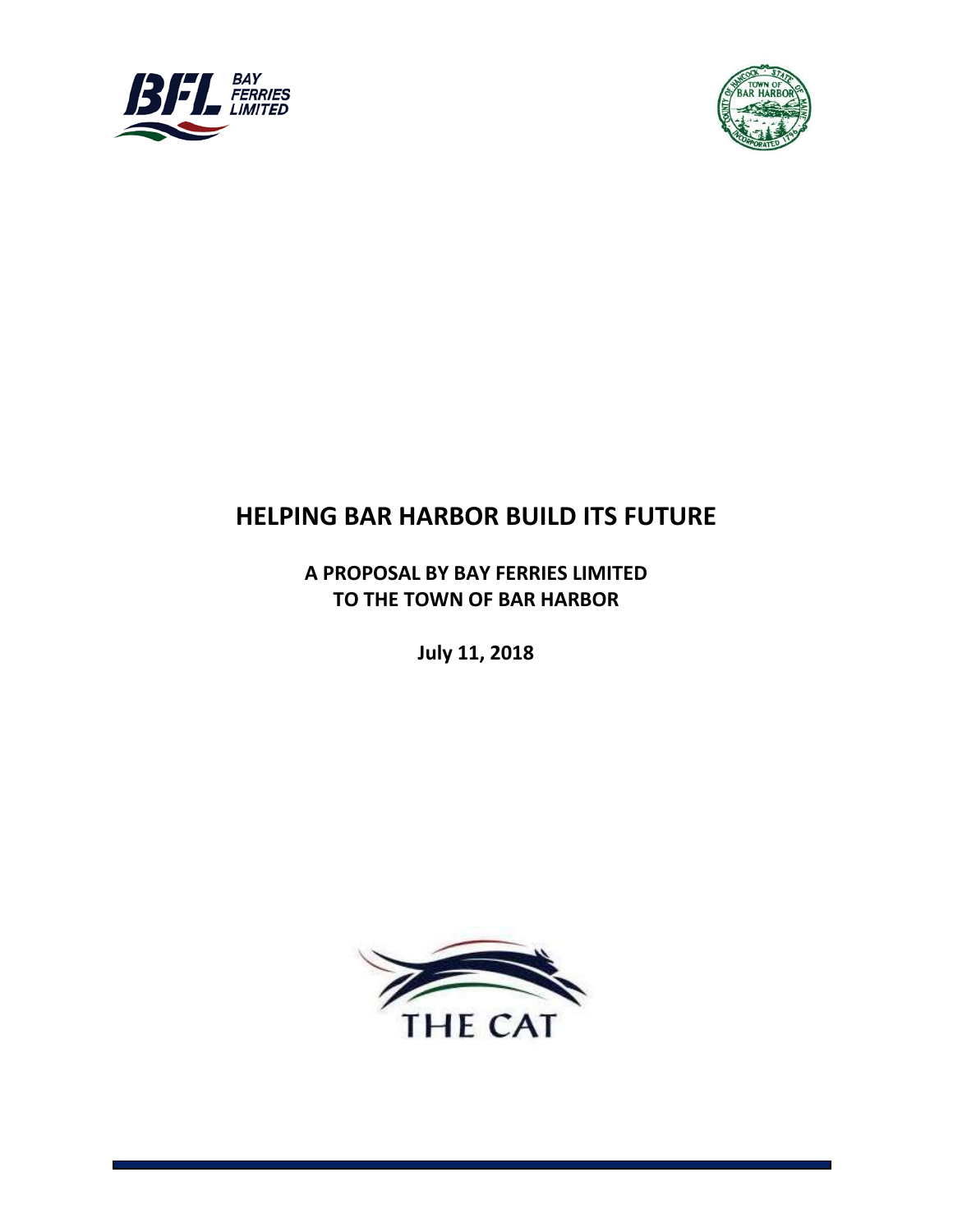# HELPING BAR HARBOR BUILD ITS FUTURE

**A PROPOSAL BY BAY FERRIES LIMITED TO THE TOWN OF BAR HARBOR**

**July 11, 2018**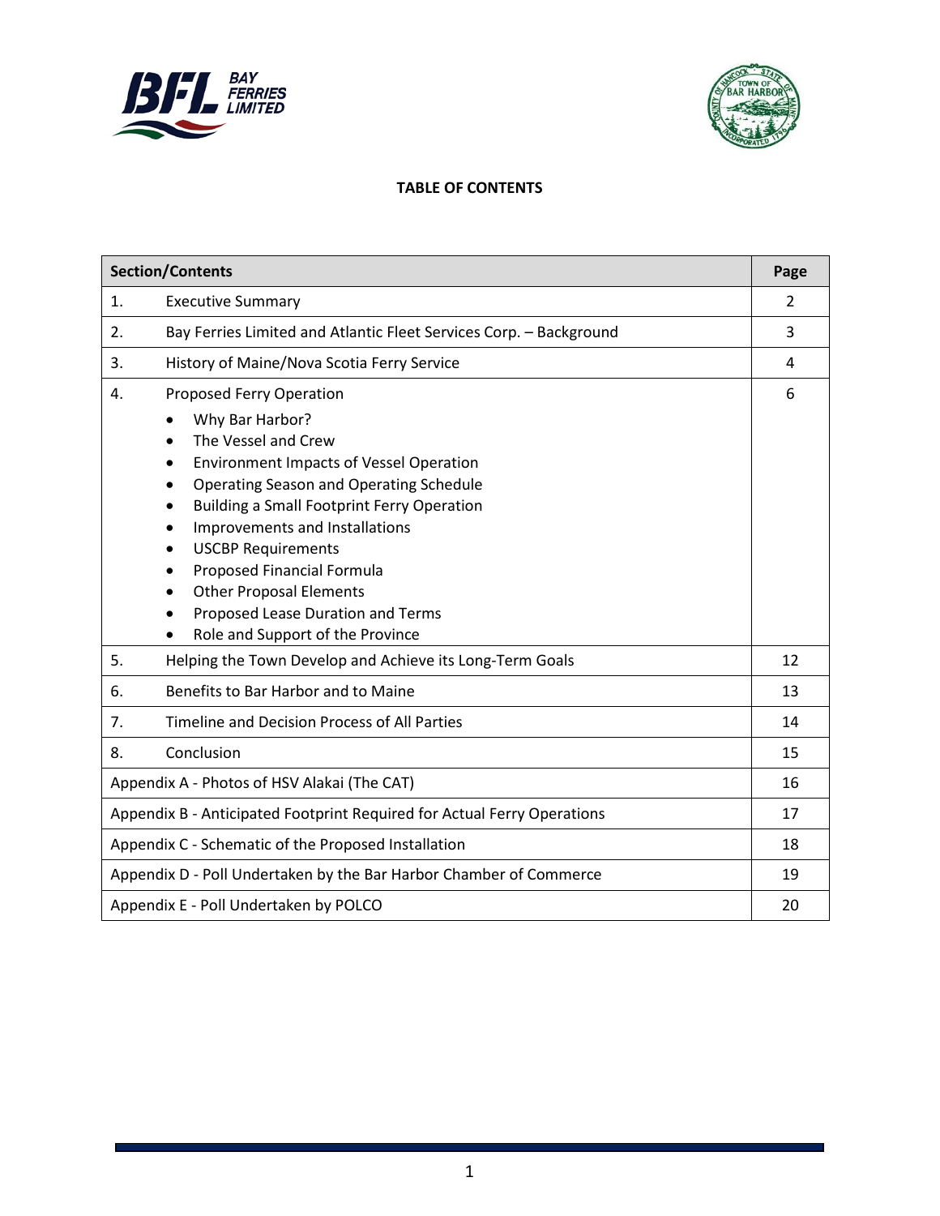**TABLE OF CONTENTS**

| Section/Contents | Page |
|---|---|
| 1. Executive Summary | 2 |
| 2. Bay Ferries Limited and Atlantic Fleet Services Corp. – Background | 3 |
| 3. History of Maine/Nova Scotia Ferry Service | 4 |
| 4. Proposed Ferry Operation<br>• Why Bar Harbor?<br>• The Vessel and Crew<br>• Environment Impacts of Vessel Operation<br>• Operating Season and Operating Schedule<br>• Building a Small Footprint Ferry Operation<br>• Improvements and Installations<br>• USCBP Requirements<br>• Proposed Financial Formula<br>• Other Proposal Elements<br>• Proposed Lease Duration and Terms<br>• Role and Support of the Province | 6 |
| 5. Helping the Town Develop and Achieve its Long-Term Goals | 12 |
| 6. Benefits to Bar Harbor and to Maine | 13 |
| 7. Timeline and Decision Process of All Parties | 14 |
| 8. Conclusion | 15 |
| Appendix A - Photos of HSV Alakai (The CAT) | 16 |
| Appendix B - Anticipated Footprint Required for Actual Ferry Operations | 17 |
| Appendix C - Schematic of the Proposed Installation | 18 |
| Appendix D - Poll Undertaken by the Bar Harbor Chamber of Commerce | 19 |
| Appendix E - Poll Undertaken by POLCO | 20 |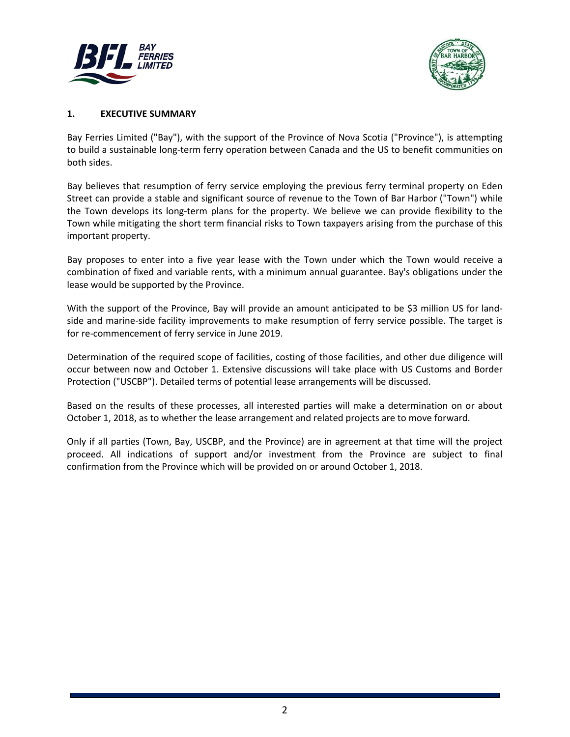## 1. EXECUTIVE SUMMARY

Bay Ferries Limited ("Bay"), with the support of the Province of Nova Scotia ("Province"), is attempting to build a sustainable long-term ferry operation between Canada and the US to benefit communities on both sides.

Bay believes that resumption of ferry service employing the previous ferry terminal property on Eden Street can provide a stable and significant source of revenue to the Town of Bar Harbor ("Town") while the Town develops its long-term plans for the property. We believe we can provide flexibility to the Town while mitigating the short term financial risks to Town taxpayers arising from the purchase of this important property.

Bay proposes to enter into a five year lease with the Town under which the Town would receive a combination of fixed and variable rents, with a minimum annual guarantee. Bay's obligations under the lease would be supported by the Province.

With the support of the Province, Bay will provide an amount anticipated to be $3 million US for land-side and marine-side facility improvements to make resumption of ferry service possible. The target is for re-commencement of ferry service in June 2019.

Determination of the required scope of facilities, costing of those facilities, and other due diligence will occur between now and October 1. Extensive discussions will take place with US Customs and Border Protection ("USCBP"). Detailed terms of potential lease arrangements will be discussed.

Based on the results of these processes, all interested parties will make a determination on or about October 1, 2018, as to whether the lease arrangement and related projects are to move forward.

Only if all parties (Town, Bay, USCBP, and the Province) are in agreement at that time will the project proceed. All indications of support and/or investment from the Province are subject to final confirmation from the Province which will be provided on or around October 1, 2018.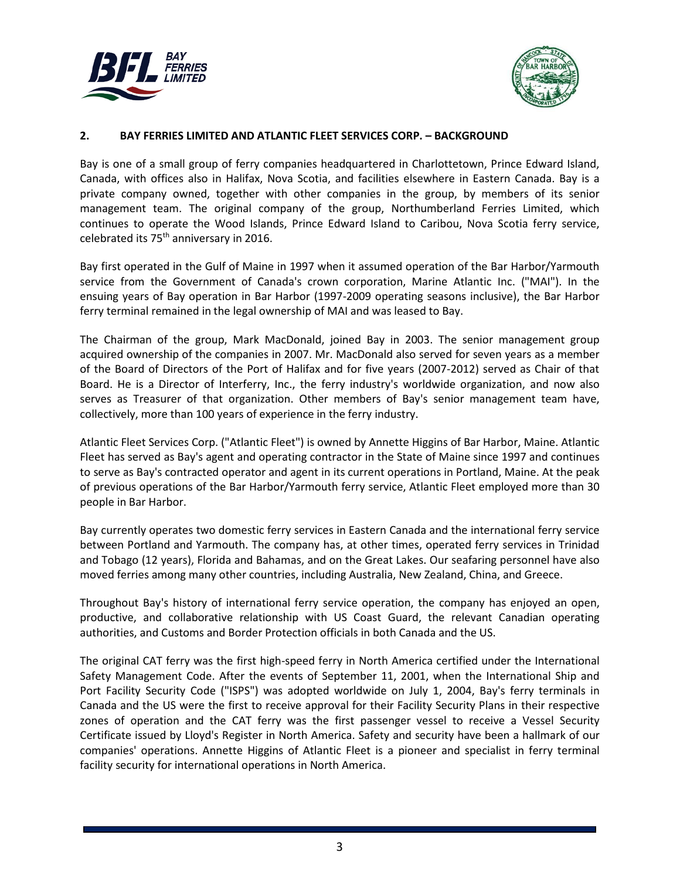## 2. BAY FERRIES LIMITED AND ATLANTIC FLEET SERVICES CORP. – BACKGROUND

Bay is one of a small group of ferry companies headquartered in Charlottetown, Prince Edward Island, Canada, with offices also in Halifax, Nova Scotia, and facilities elsewhere in Eastern Canada. Bay is a private company owned, together with other companies in the group, by members of its senior management team. The original company of the group, Northumberland Ferries Limited, which continues to operate the Wood Islands, Prince Edward Island to Caribou, Nova Scotia ferry service, celebrated its 75th anniversary in 2016.

Bay first operated in the Gulf of Maine in 1997 when it assumed operation of the Bar Harbor/Yarmouth service from the Government of Canada's crown corporation, Marine Atlantic Inc. ("MAI"). In the ensuing years of Bay operation in Bar Harbor (1997-2009 operating seasons inclusive), the Bar Harbor ferry terminal remained in the legal ownership of MAI and was leased to Bay.

The Chairman of the group, Mark MacDonald, joined Bay in 2003. The senior management group acquired ownership of the companies in 2007. Mr. MacDonald also served for seven years as a member of the Board of Directors of the Port of Halifax and for five years (2007-2012) served as Chair of that Board. He is a Director of Interferry, Inc., the ferry industry's worldwide organization, and now also serves as Treasurer of that organization. Other members of Bay's senior management team have, collectively, more than 100 years of experience in the ferry industry.

Atlantic Fleet Services Corp. ("Atlantic Fleet") is owned by Annette Higgins of Bar Harbor, Maine. Atlantic Fleet has served as Bay's agent and operating contractor in the State of Maine since 1997 and continues to serve as Bay's contracted operator and agent in its current operations in Portland, Maine. At the peak of previous operations of the Bar Harbor/Yarmouth ferry service, Atlantic Fleet employed more than 30 people in Bar Harbor.

Bay currently operates two domestic ferry services in Eastern Canada and the international ferry service between Portland and Yarmouth. The company has, at other times, operated ferry services in Trinidad and Tobago (12 years), Florida and Bahamas, and on the Great Lakes. Our seafaring personnel have also moved ferries among many other countries, including Australia, New Zealand, China, and Greece.

Throughout Bay's history of international ferry service operation, the company has enjoyed an open, productive, and collaborative relationship with US Coast Guard, the relevant Canadian operating authorities, and Customs and Border Protection officials in both Canada and the US.

The original CAT ferry was the first high-speed ferry in North America certified under the International Safety Management Code. After the events of September 11, 2001, when the International Ship and Port Facility Security Code ("ISPS") was adopted worldwide on July 1, 2004, Bay's ferry terminals in Canada and the US were the first to receive approval for their Facility Security Plans in their respective zones of operation and the CAT ferry was the first passenger vessel to receive a Vessel Security Certificate issued by Lloyd's Register in North America. Safety and security have been a hallmark of our companies' operations. Annette Higgins of Atlantic Fleet is a pioneer and specialist in ferry terminal facility security for international operations in North America.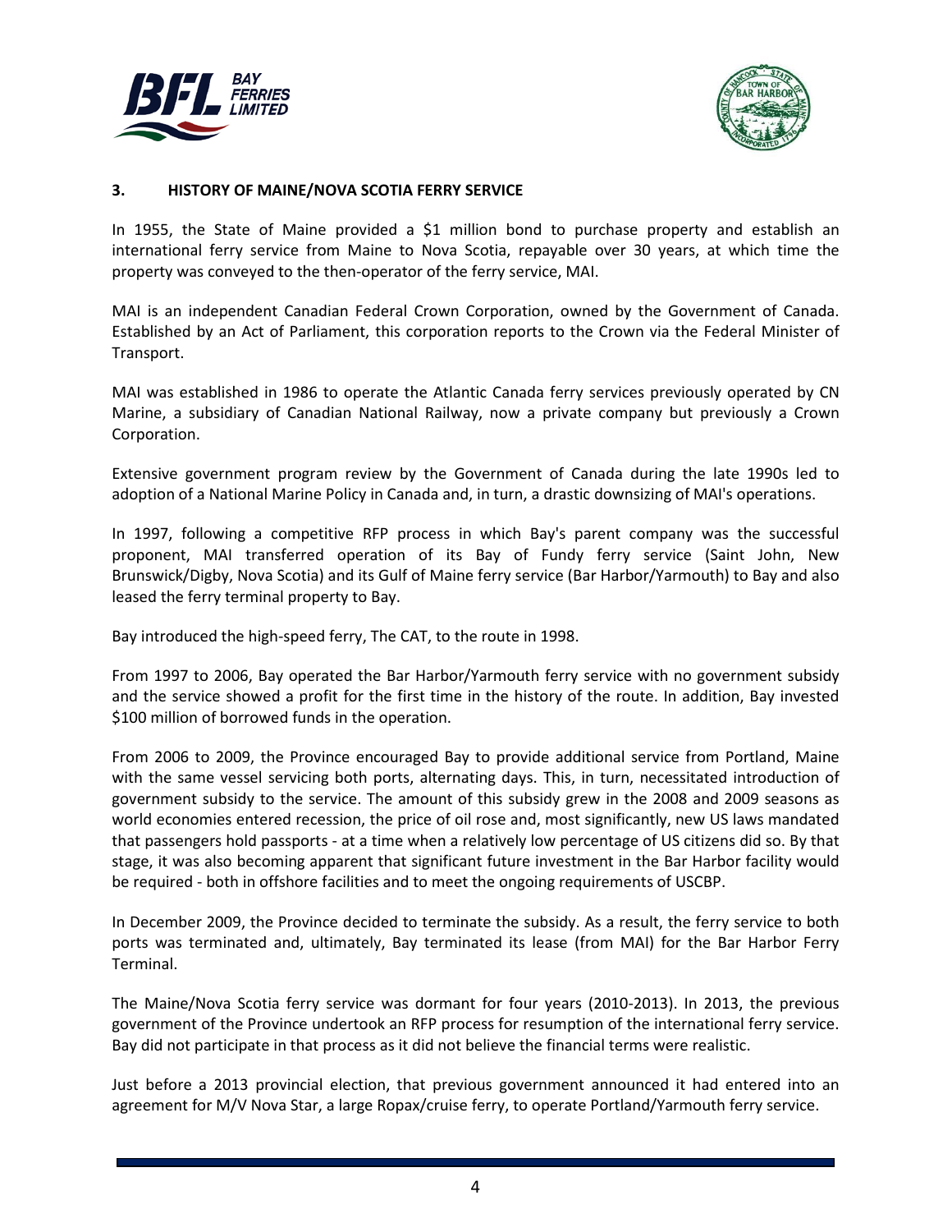## 3. HISTORY OF MAINE/NOVA SCOTIA FERRY SERVICE

In 1955, the State of Maine provided a $1 million bond to purchase property and establish an international ferry service from Maine to Nova Scotia, repayable over 30 years, at which time the property was conveyed to the then-operator of the ferry service, MAI.

MAI is an independent Canadian Federal Crown Corporation, owned by the Government of Canada. Established by an Act of Parliament, this corporation reports to the Crown via the Federal Minister of Transport.

MAI was established in 1986 to operate the Atlantic Canada ferry services previously operated by CN Marine, a subsidiary of Canadian National Railway, now a private company but previously a Crown Corporation.

Extensive government program review by the Government of Canada during the late 1990s led to adoption of a National Marine Policy in Canada and, in turn, a drastic downsizing of MAI's operations.

In 1997, following a competitive RFP process in which Bay's parent company was the successful proponent, MAI transferred operation of its Bay of Fundy ferry service (Saint John, New Brunswick/Digby, Nova Scotia) and its Gulf of Maine ferry service (Bar Harbor/Yarmouth) to Bay and also leased the ferry terminal property to Bay.

Bay introduced the high-speed ferry, The CAT, to the route in 1998.

From 1997 to 2006, Bay operated the Bar Harbor/Yarmouth ferry service with no government subsidy and the service showed a profit for the first time in the history of the route. In addition, Bay invested $100 million of borrowed funds in the operation.

From 2006 to 2009, the Province encouraged Bay to provide additional service from Portland, Maine with the same vessel servicing both ports, alternating days. This, in turn, necessitated introduction of government subsidy to the service. The amount of this subsidy grew in the 2008 and 2009 seasons as world economies entered recession, the price of oil rose and, most significantly, new US laws mandated that passengers hold passports - at a time when a relatively low percentage of US citizens did so. By that stage, it was also becoming apparent that significant future investment in the Bar Harbor facility would be required - both in offshore facilities and to meet the ongoing requirements of USCBP.

In December 2009, the Province decided to terminate the subsidy. As a result, the ferry service to both ports was terminated and, ultimately, Bay terminated its lease (from MAI) for the Bar Harbor Ferry Terminal.

The Maine/Nova Scotia ferry service was dormant for four years (2010-2013). In 2013, the previous government of the Province undertook an RFP process for resumption of the international ferry service. Bay did not participate in that process as it did not believe the financial terms were realistic.

Just before a 2013 provincial election, that previous government announced it had entered into an agreement for M/V Nova Star, a large Ropax/cruise ferry, to operate Portland/Yarmouth ferry service.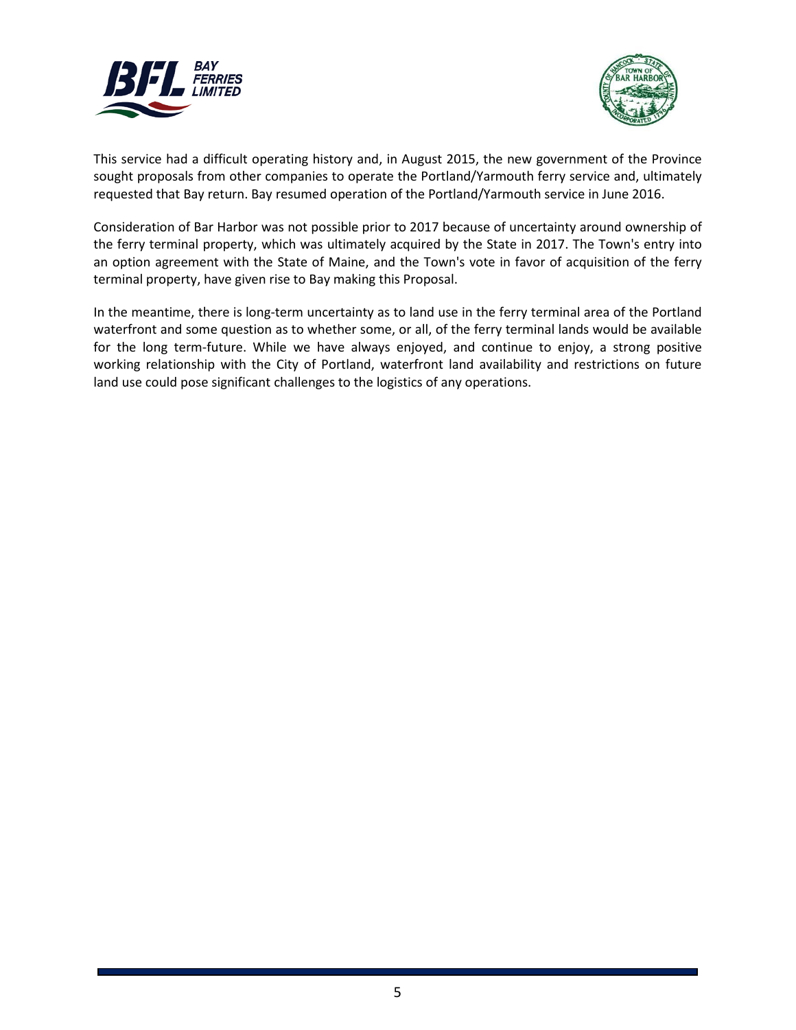This service had a difficult operating history and, in August 2015, the new government of the Province sought proposals from other companies to operate the Portland/Yarmouth ferry service and, ultimately requested that Bay return. Bay resumed operation of the Portland/Yarmouth service in June 2016.

Consideration of Bar Harbor was not possible prior to 2017 because of uncertainty around ownership of the ferry terminal property, which was ultimately acquired by the State in 2017. The Town's entry into an option agreement with the State of Maine, and the Town's vote in favor of acquisition of the ferry terminal property, have given rise to Bay making this Proposal.

In the meantime, there is long-term uncertainty as to land use in the ferry terminal area of the Portland waterfront and some question as to whether some, or all, of the ferry terminal lands would be available for the long term-future. While we have always enjoyed, and continue to enjoy, a strong positive working relationship with the City of Portland, waterfront land availability and restrictions on future land use could pose significant challenges to the logistics of any operations.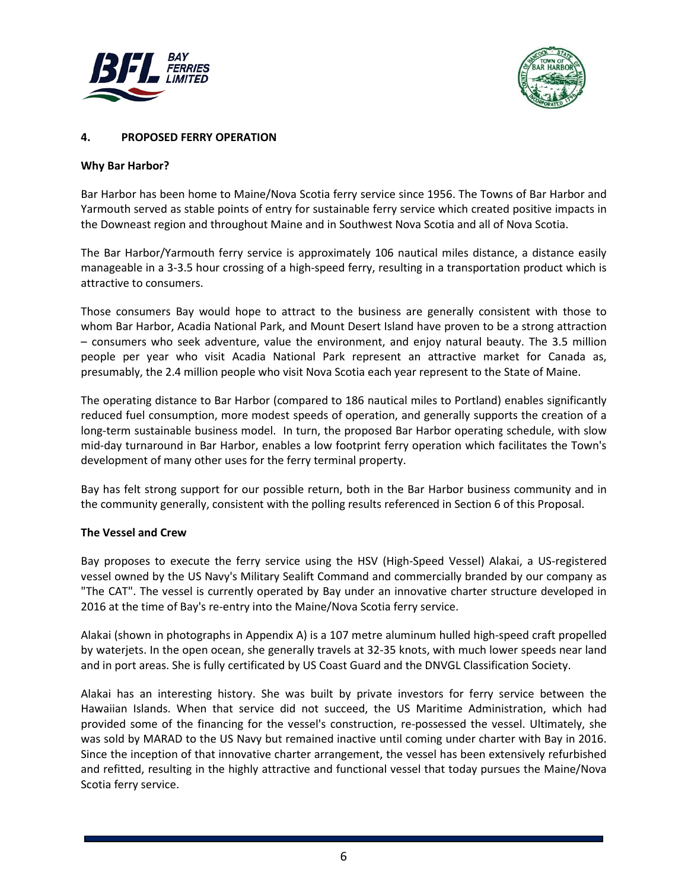## 4. PROPOSED FERRY OPERATION

**Why Bar Harbor?**

Bar Harbor has been home to Maine/Nova Scotia ferry service since 1956. The Towns of Bar Harbor and Yarmouth served as stable points of entry for sustainable ferry service which created positive impacts in the Downeast region and throughout Maine and in Southwest Nova Scotia and all of Nova Scotia.

The Bar Harbor/Yarmouth ferry service is approximately 106 nautical miles distance, a distance easily manageable in a 3-3.5 hour crossing of a high-speed ferry, resulting in a transportation product which is attractive to consumers.

Those consumers Bay would hope to attract to the business are generally consistent with those to whom Bar Harbor, Acadia National Park, and Mount Desert Island have proven to be a strong attraction – consumers who seek adventure, value the environment, and enjoy natural beauty. The 3.5 million people per year who visit Acadia National Park represent an attractive market for Canada as, presumably, the 2.4 million people who visit Nova Scotia each year represent to the State of Maine.

The operating distance to Bar Harbor (compared to 186 nautical miles to Portland) enables significantly reduced fuel consumption, more modest speeds of operation, and generally supports the creation of a long-term sustainable business model. In turn, the proposed Bar Harbor operating schedule, with slow mid-day turnaround in Bar Harbor, enables a low footprint ferry operation which facilitates the Town's development of many other uses for the ferry terminal property.

Bay has felt strong support for our possible return, both in the Bar Harbor business community and in the community generally, consistent with the polling results referenced in Section 6 of this Proposal.

**The Vessel and Crew**

Bay proposes to execute the ferry service using the HSV (High-Speed Vessel) Alakai, a US-registered vessel owned by the US Navy's Military Sealift Command and commercially branded by our company as "The CAT". The vessel is currently operated by Bay under an innovative charter structure developed in 2016 at the time of Bay's re-entry into the Maine/Nova Scotia ferry service.

Alakai (shown in photographs in Appendix A) is a 107 metre aluminum hulled high-speed craft propelled by waterjets. In the open ocean, she generally travels at 32-35 knots, with much lower speeds near land and in port areas. She is fully certificated by US Coast Guard and the DNVGL Classification Society.

Alakai has an interesting history. She was built by private investors for ferry service between the Hawaiian Islands. When that service did not succeed, the US Maritime Administration, which had provided some of the financing for the vessel's construction, re-possessed the vessel. Ultimately, she was sold by MARAD to the US Navy but remained inactive until coming under charter with Bay in 2016. Since the inception of that innovative charter arrangement, the vessel has been extensively refurbished and refitted, resulting in the highly attractive and functional vessel that today pursues the Maine/Nova Scotia ferry service.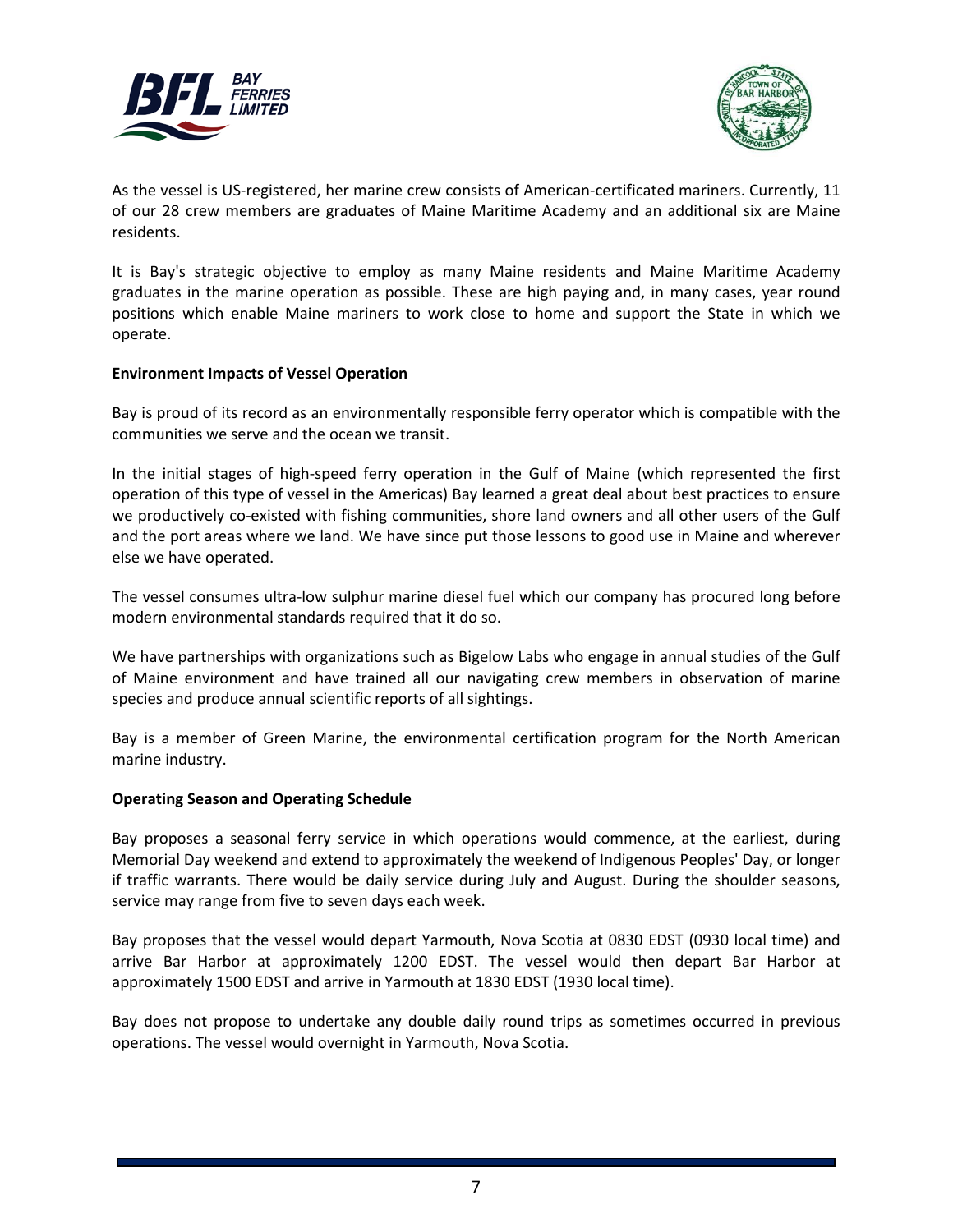As the vessel is US-registered, her marine crew consists of American-certificated mariners. Currently, 11 of our 28 crew members are graduates of Maine Maritime Academy and an additional six are Maine residents.

It is Bay's strategic objective to employ as many Maine residents and Maine Maritime Academy graduates in the marine operation as possible. These are high paying and, in many cases, year round positions which enable Maine mariners to work close to home and support the State in which we operate.

**Environment Impacts of Vessel Operation**

Bay is proud of its record as an environmentally responsible ferry operator which is compatible with the communities we serve and the ocean we transit.

In the initial stages of high-speed ferry operation in the Gulf of Maine (which represented the first operation of this type of vessel in the Americas) Bay learned a great deal about best practices to ensure we productively co-existed with fishing communities, shore land owners and all other users of the Gulf and the port areas where we land. We have since put those lessons to good use in Maine and wherever else we have operated.

The vessel consumes ultra-low sulphur marine diesel fuel which our company has procured long before modern environmental standards required that it do so.

We have partnerships with organizations such as Bigelow Labs who engage in annual studies of the Gulf of Maine environment and have trained all our navigating crew members in observation of marine species and produce annual scientific reports of all sightings.

Bay is a member of Green Marine, the environmental certification program for the North American marine industry.

**Operating Season and Operating Schedule**

Bay proposes a seasonal ferry service in which operations would commence, at the earliest, during Memorial Day weekend and extend to approximately the weekend of Indigenous Peoples' Day, or longer if traffic warrants. There would be daily service during July and August. During the shoulder seasons, service may range from five to seven days each week.

Bay proposes that the vessel would depart Yarmouth, Nova Scotia at 0830 EDST (0930 local time) and arrive Bar Harbor at approximately 1200 EDST. The vessel would then depart Bar Harbor at approximately 1500 EDST and arrive in Yarmouth at 1830 EDST (1930 local time).

Bay does not propose to undertake any double daily round trips as sometimes occurred in previous operations. The vessel would overnight in Yarmouth, Nova Scotia.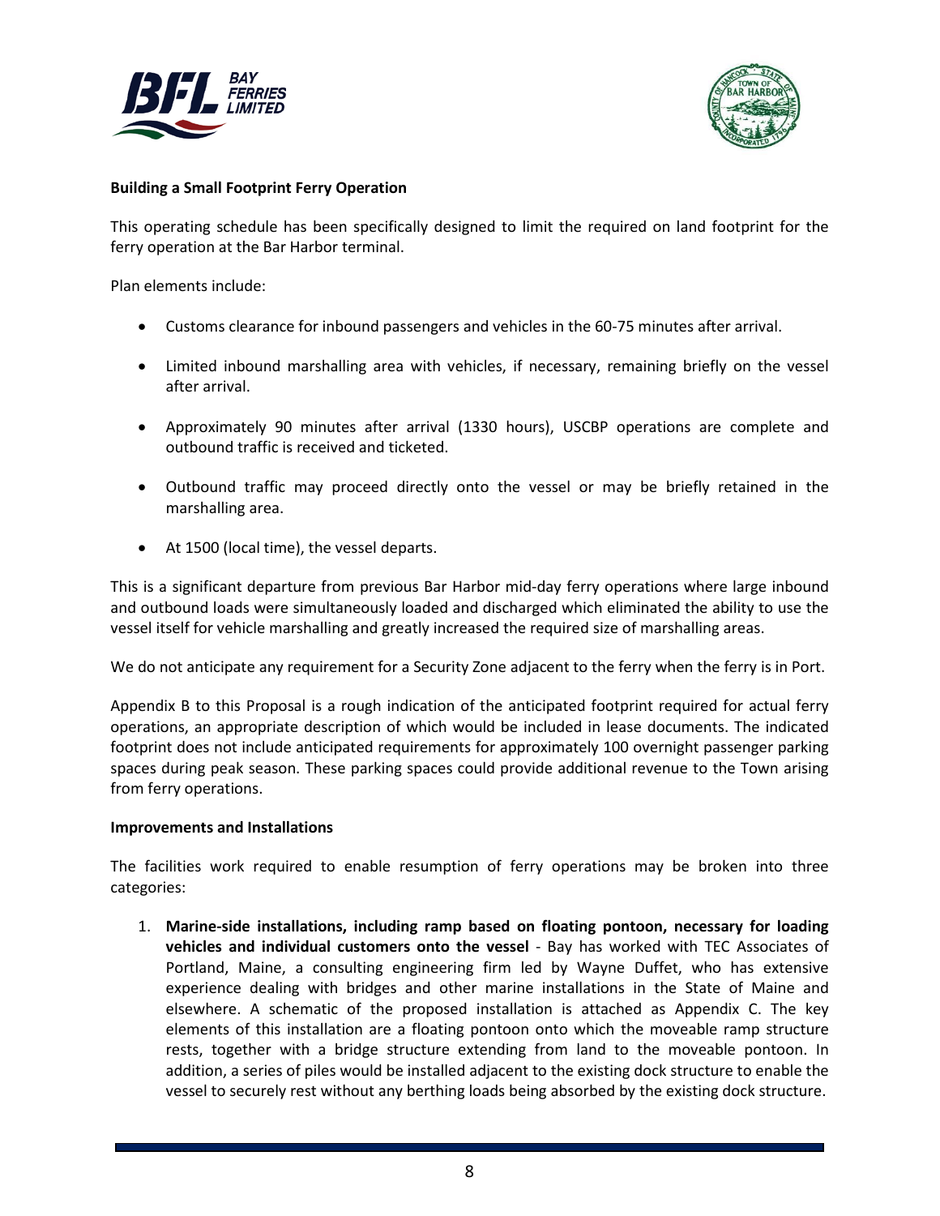**Building a Small Footprint Ferry Operation**

This operating schedule has been specifically designed to limit the required on land footprint for the ferry operation at the Bar Harbor terminal.

Plan elements include:

- Customs clearance for inbound passengers and vehicles in the 60-75 minutes after arrival.
- Limited inbound marshalling area with vehicles, if necessary, remaining briefly on the vessel after arrival.
- Approximately 90 minutes after arrival (1330 hours), USCBP operations are complete and outbound traffic is received and ticketed.
- Outbound traffic may proceed directly onto the vessel or may be briefly retained in the marshalling area.
- At 1500 (local time), the vessel departs.

This is a significant departure from previous Bar Harbor mid-day ferry operations where large inbound and outbound loads were simultaneously loaded and discharged which eliminated the ability to use the vessel itself for vehicle marshalling and greatly increased the required size of marshalling areas.

We do not anticipate any requirement for a Security Zone adjacent to the ferry when the ferry is in Port.

Appendix B to this Proposal is a rough indication of the anticipated footprint required for actual ferry operations, an appropriate description of which would be included in lease documents. The indicated footprint does not include anticipated requirements for approximately 100 overnight passenger parking spaces during peak season. These parking spaces could provide additional revenue to the Town arising from ferry operations.

**Improvements and Installations**

The facilities work required to enable resumption of ferry operations may be broken into three categories:

1. **Marine-side installations, including ramp based on floating pontoon, necessary for loading vehicles and individual customers onto the vessel** - Bay has worked with TEC Associates of Portland, Maine, a consulting engineering firm led by Wayne Duffet, who has extensive experience dealing with bridges and other marine installations in the State of Maine and elsewhere. A schematic of the proposed installation is attached as Appendix C. The key elements of this installation are a floating pontoon onto which the moveable ramp structure rests, together with a bridge structure extending from land to the moveable pontoon. In addition, a series of piles would be installed adjacent to the existing dock structure to enable the vessel to securely rest without any berthing loads being absorbed by the existing dock structure.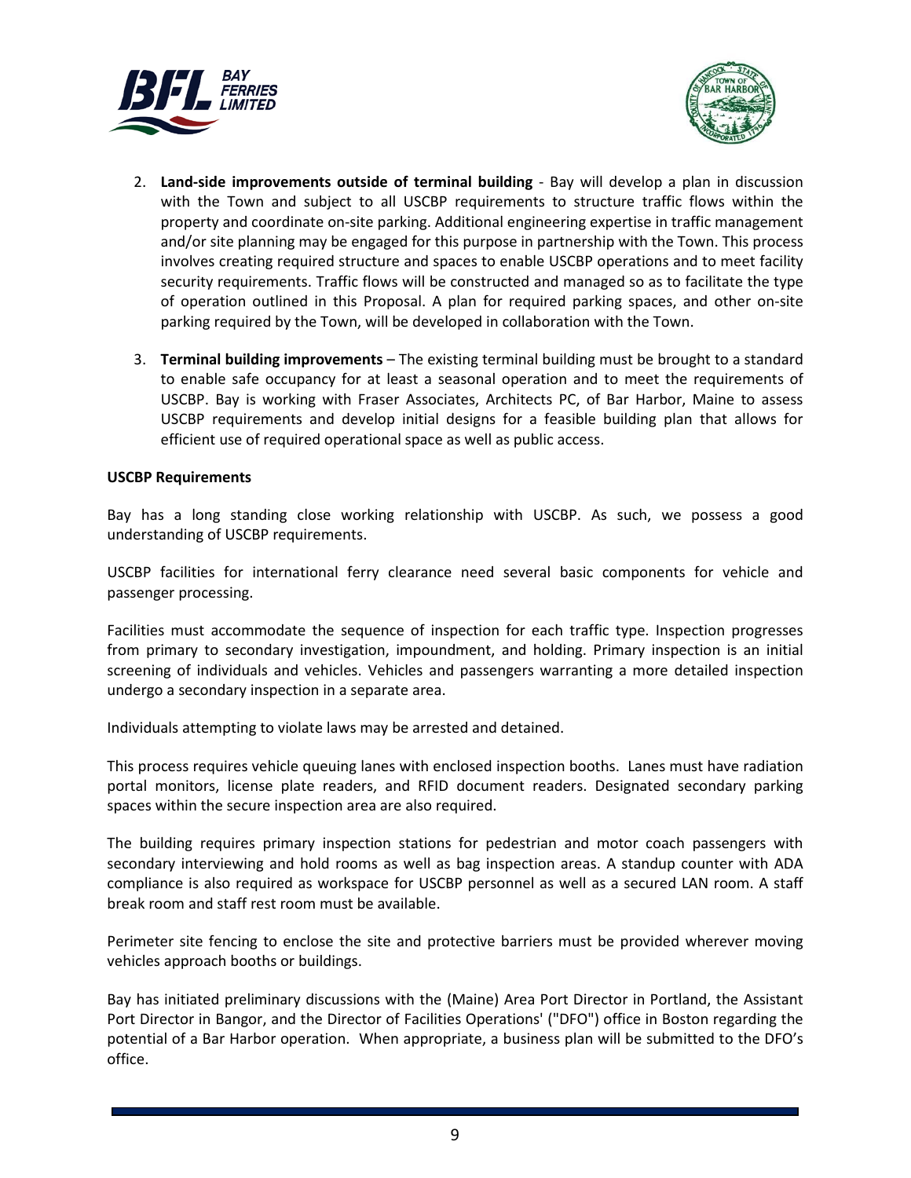2. **Land-side improvements outside of terminal building** - Bay will develop a plan in discussion with the Town and subject to all USCBP requirements to structure traffic flows within the property and coordinate on-site parking. Additional engineering expertise in traffic management and/or site planning may be engaged for this purpose in partnership with the Town. This process involves creating required structure and spaces to enable USCBP operations and to meet facility security requirements. Traffic flows will be constructed and managed so as to facilitate the type of operation outlined in this Proposal. A plan for required parking spaces, and other on-site parking required by the Town, will be developed in collaboration with the Town.

3. **Terminal building improvements** – The existing terminal building must be brought to a standard to enable safe occupancy for at least a seasonal operation and to meet the requirements of USCBP. Bay is working with Fraser Associates, Architects PC, of Bar Harbor, Maine to assess USCBP requirements and develop initial designs for a feasible building plan that allows for efficient use of required operational space as well as public access.

**USCBP Requirements**

Bay has a long standing close working relationship with USCBP. As such, we possess a good understanding of USCBP requirements.

USCBP facilities for international ferry clearance need several basic components for vehicle and passenger processing.

Facilities must accommodate the sequence of inspection for each traffic type. Inspection progresses from primary to secondary investigation, impoundment, and holding. Primary inspection is an initial screening of individuals and vehicles. Vehicles and passengers warranting a more detailed inspection undergo a secondary inspection in a separate area.

Individuals attempting to violate laws may be arrested and detained.

This process requires vehicle queuing lanes with enclosed inspection booths. Lanes must have radiation portal monitors, license plate readers, and RFID document readers. Designated secondary parking spaces within the secure inspection area are also required.

The building requires primary inspection stations for pedestrian and motor coach passengers with secondary interviewing and hold rooms as well as bag inspection areas. A standup counter with ADA compliance is also required as workspace for USCBP personnel as well as a secured LAN room. A staff break room and staff rest room must be available.

Perimeter site fencing to enclose the site and protective barriers must be provided wherever moving vehicles approach booths or buildings.

Bay has initiated preliminary discussions with the (Maine) Area Port Director in Portland, the Assistant Port Director in Bangor, and the Director of Facilities Operations' ("DFO") office in Boston regarding the potential of a Bar Harbor operation. When appropriate, a business plan will be submitted to the DFO's office.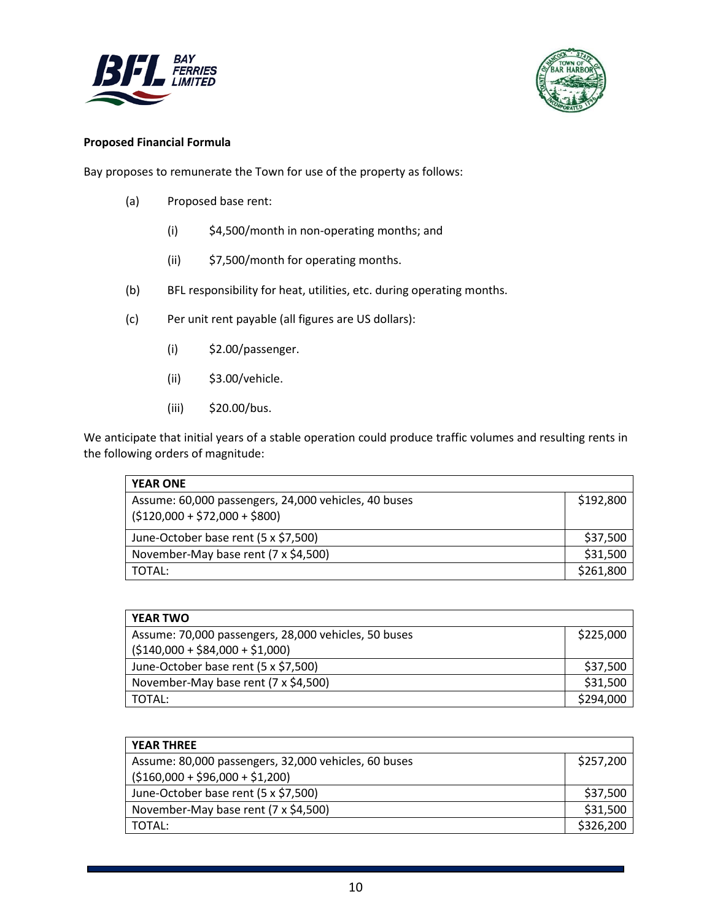**Proposed Financial Formula**

Bay proposes to remunerate the Town for use of the property as follows:

(a) Proposed base rent:

(i) $4,500/month in non-operating months; and

(ii) $7,500/month for operating months.

(b) BFL responsibility for heat, utilities, etc. during operating months.

(c) Per unit rent payable (all figures are US dollars):

(i) $2.00/passenger.

(ii) $3.00/vehicle.

(iii) $20.00/bus.

We anticipate that initial years of a stable operation could produce traffic volumes and resulting rents in the following orders of magnitude:

| YEAR ONE | |
|---|---|
| Assume: 60,000 passengers, 24,000 vehicles, 40 buses ($120,000 + $72,000 + $800) | $192,800 |
| June-October base rent (5 x $7,500) | $37,500 |
| November-May base rent (7 x $4,500) | $31,500 |
| TOTAL: | $261,800 |

| YEAR TWO | |
|---|---|
| Assume: 70,000 passengers, 28,000 vehicles, 50 buses ($140,000 + $84,000 + $1,000) | $225,000 |
| June-October base rent (5 x $7,500) | $37,500 |
| November-May base rent (7 x $4,500) | $31,500 |
| TOTAL: | $294,000 |

| YEAR THREE | |
|---|---|
| Assume: 80,000 passengers, 32,000 vehicles, 60 buses ($160,000 + $96,000 + $1,200) | $257,200 |
| June-October base rent (5 x $7,500) | $37,500 |
| November-May base rent (7 x $4,500) | $31,500 |
| TOTAL: | $326,200 |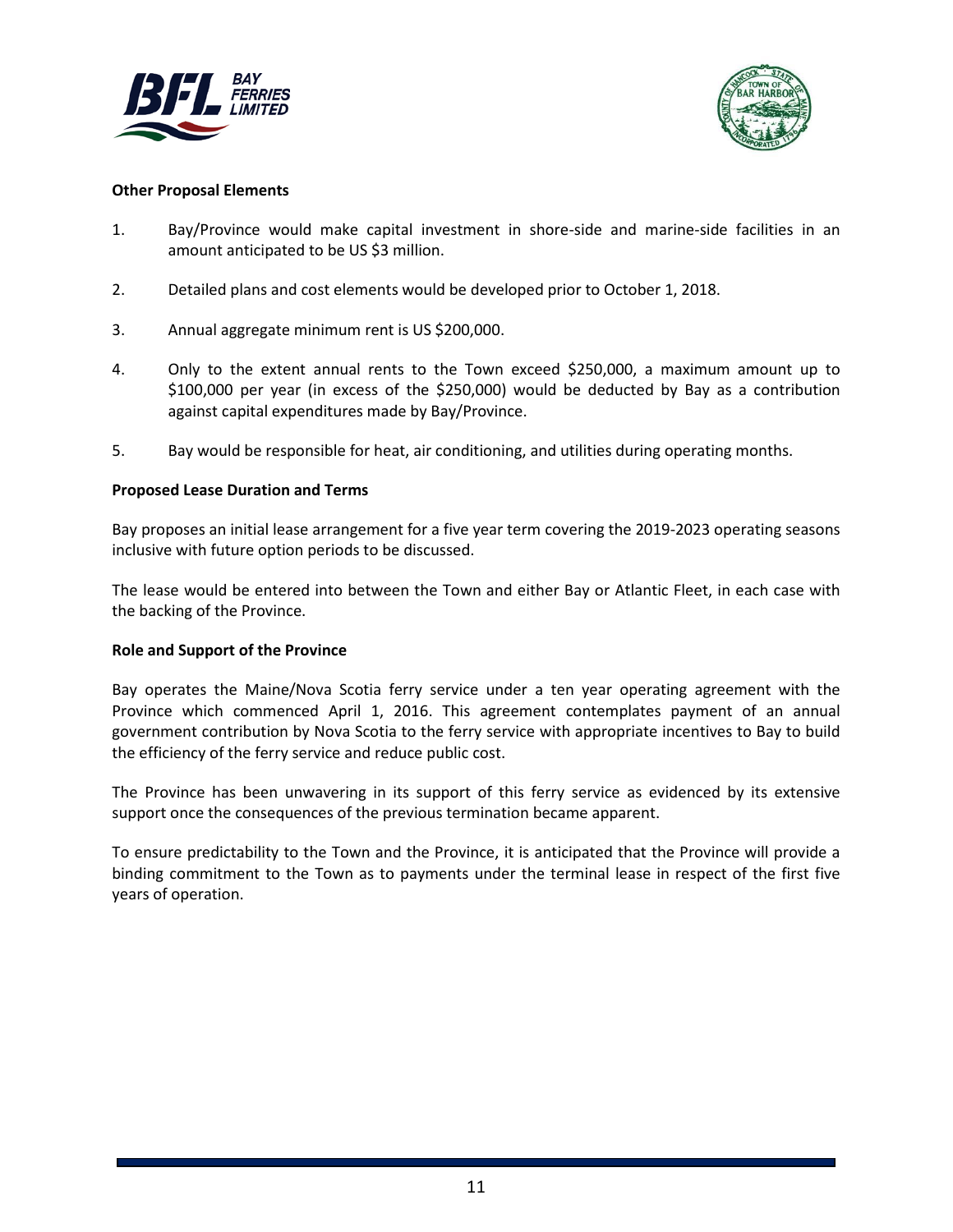**Other Proposal Elements**

1. Bay/Province would make capital investment in shore-side and marine-side facilities in an amount anticipated to be US $3 million.

2. Detailed plans and cost elements would be developed prior to October 1, 2018.

3. Annual aggregate minimum rent is US $200,000.

4. Only to the extent annual rents to the Town exceed $250,000, a maximum amount up to $100,000 per year (in excess of the $250,000) would be deducted by Bay as a contribution against capital expenditures made by Bay/Province.

5. Bay would be responsible for heat, air conditioning, and utilities during operating months.

**Proposed Lease Duration and Terms**

Bay proposes an initial lease arrangement for a five year term covering the 2019-2023 operating seasons inclusive with future option periods to be discussed.

The lease would be entered into between the Town and either Bay or Atlantic Fleet, in each case with the backing of the Province.

**Role and Support of the Province**

Bay operates the Maine/Nova Scotia ferry service under a ten year operating agreement with the Province which commenced April 1, 2016. This agreement contemplates payment of an annual government contribution by Nova Scotia to the ferry service with appropriate incentives to Bay to build the efficiency of the ferry service and reduce public cost.

The Province has been unwavering in its support of this ferry service as evidenced by its extensive support once the consequences of the previous termination became apparent.

To ensure predictability to the Town and the Province, it is anticipated that the Province will provide a binding commitment to the Town as to payments under the terminal lease in respect of the first five years of operation.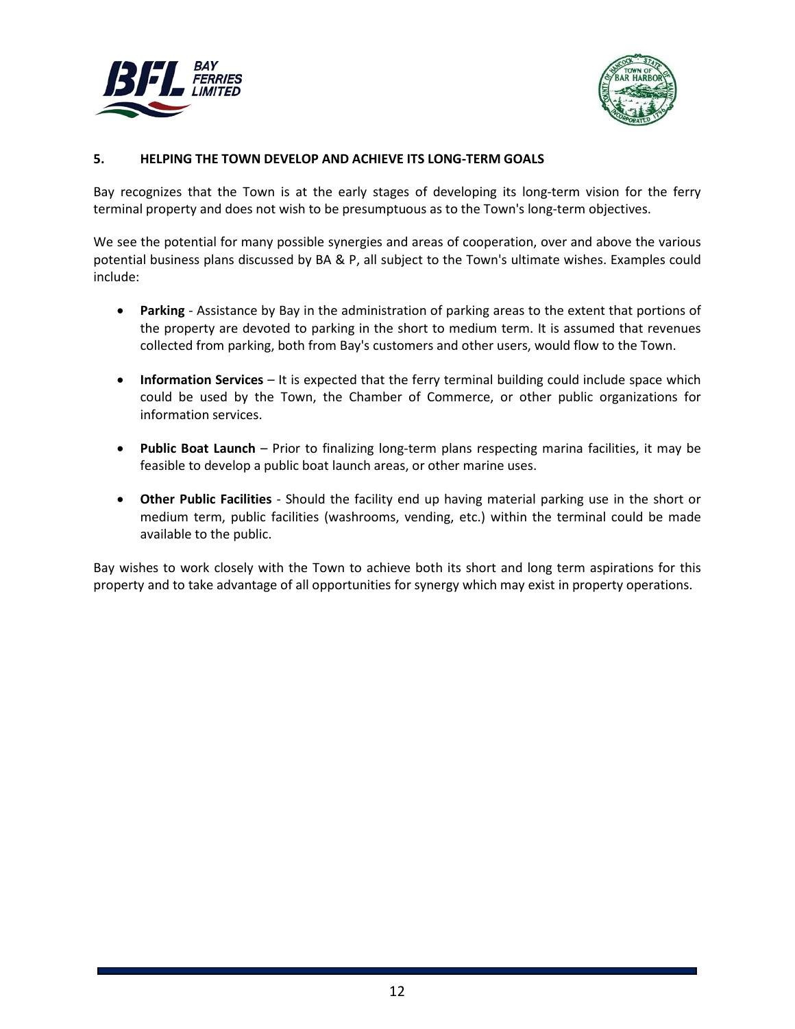## 5. HELPING THE TOWN DEVELOP AND ACHIEVE ITS LONG-TERM GOALS

Bay recognizes that the Town is at the early stages of developing its long-term vision for the ferry terminal property and does not wish to be presumptuous as to the Town's long-term objectives.

We see the potential for many possible synergies and areas of cooperation, over and above the various potential business plans discussed by BA & P, all subject to the Town's ultimate wishes. Examples could include:

- **Parking** - Assistance by Bay in the administration of parking areas to the extent that portions of the property are devoted to parking in the short to medium term. It is assumed that revenues collected from parking, both from Bay's customers and other users, would flow to the Town.
- **Information Services** – It is expected that the ferry terminal building could include space which could be used by the Town, the Chamber of Commerce, or other public organizations for information services.
- **Public Boat Launch** – Prior to finalizing long-term plans respecting marina facilities, it may be feasible to develop a public boat launch areas, or other marine uses.
- **Other Public Facilities** - Should the facility end up having material parking use in the short or medium term, public facilities (washrooms, vending, etc.) within the terminal could be made available to the public.

Bay wishes to work closely with the Town to achieve both its short and long term aspirations for this property and to take advantage of all opportunities for synergy which may exist in property operations.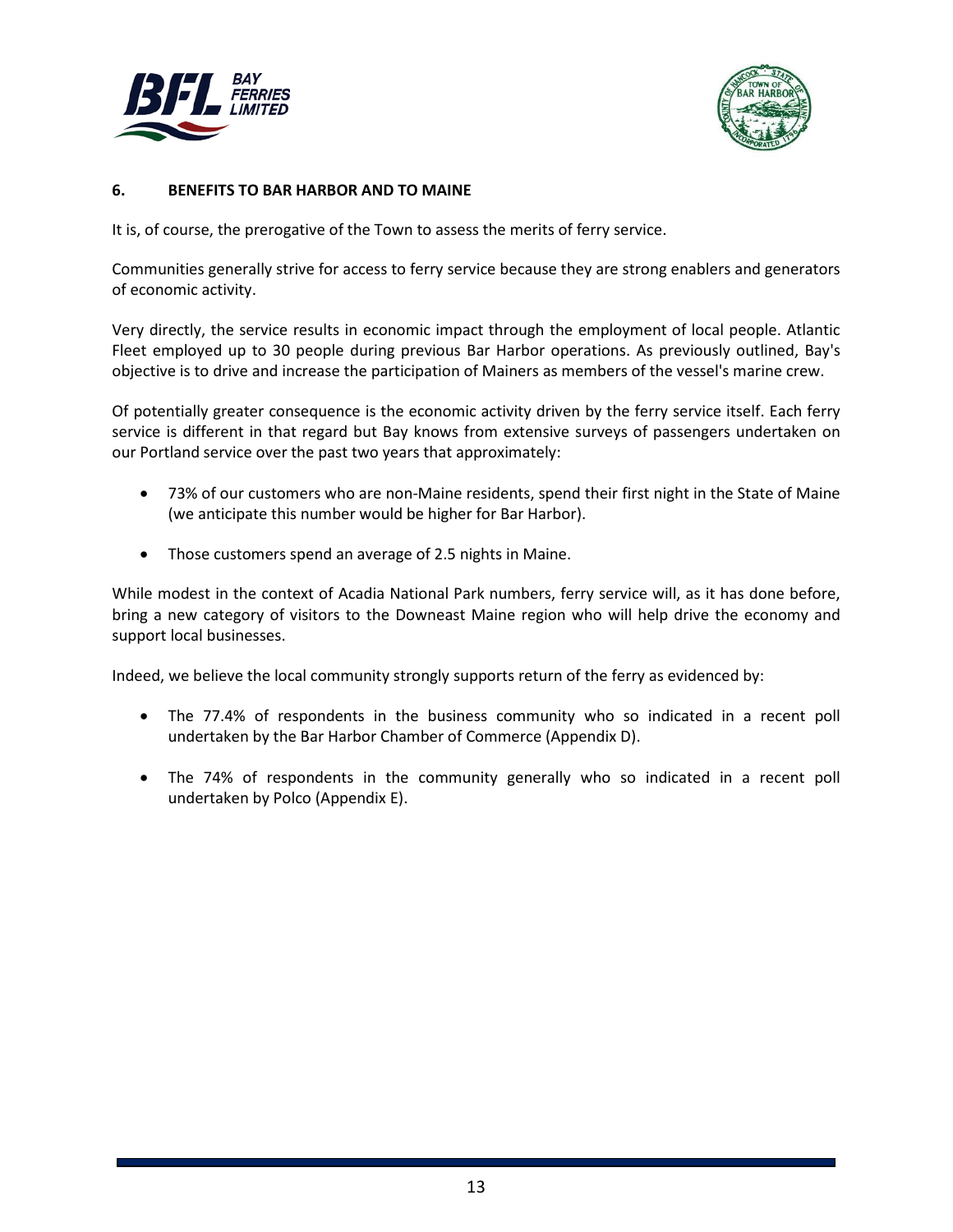## 6. BENEFITS TO BAR HARBOR AND TO MAINE

It is, of course, the prerogative of the Town to assess the merits of ferry service.

Communities generally strive for access to ferry service because they are strong enablers and generators of economic activity.

Very directly, the service results in economic impact through the employment of local people. Atlantic Fleet employed up to 30 people during previous Bar Harbor operations. As previously outlined, Bay's objective is to drive and increase the participation of Mainers as members of the vessel's marine crew.

Of potentially greater consequence is the economic activity driven by the ferry service itself. Each ferry service is different in that regard but Bay knows from extensive surveys of passengers undertaken on our Portland service over the past two years that approximately:

- 73% of our customers who are non-Maine residents, spend their first night in the State of Maine (we anticipate this number would be higher for Bar Harbor).
- Those customers spend an average of 2.5 nights in Maine.

While modest in the context of Acadia National Park numbers, ferry service will, as it has done before, bring a new category of visitors to the Downeast Maine region who will help drive the economy and support local businesses.

Indeed, we believe the local community strongly supports return of the ferry as evidenced by:

- The 77.4% of respondents in the business community who so indicated in a recent poll undertaken by the Bar Harbor Chamber of Commerce (Appendix D).
- The 74% of respondents in the community generally who so indicated in a recent poll undertaken by Polco (Appendix E).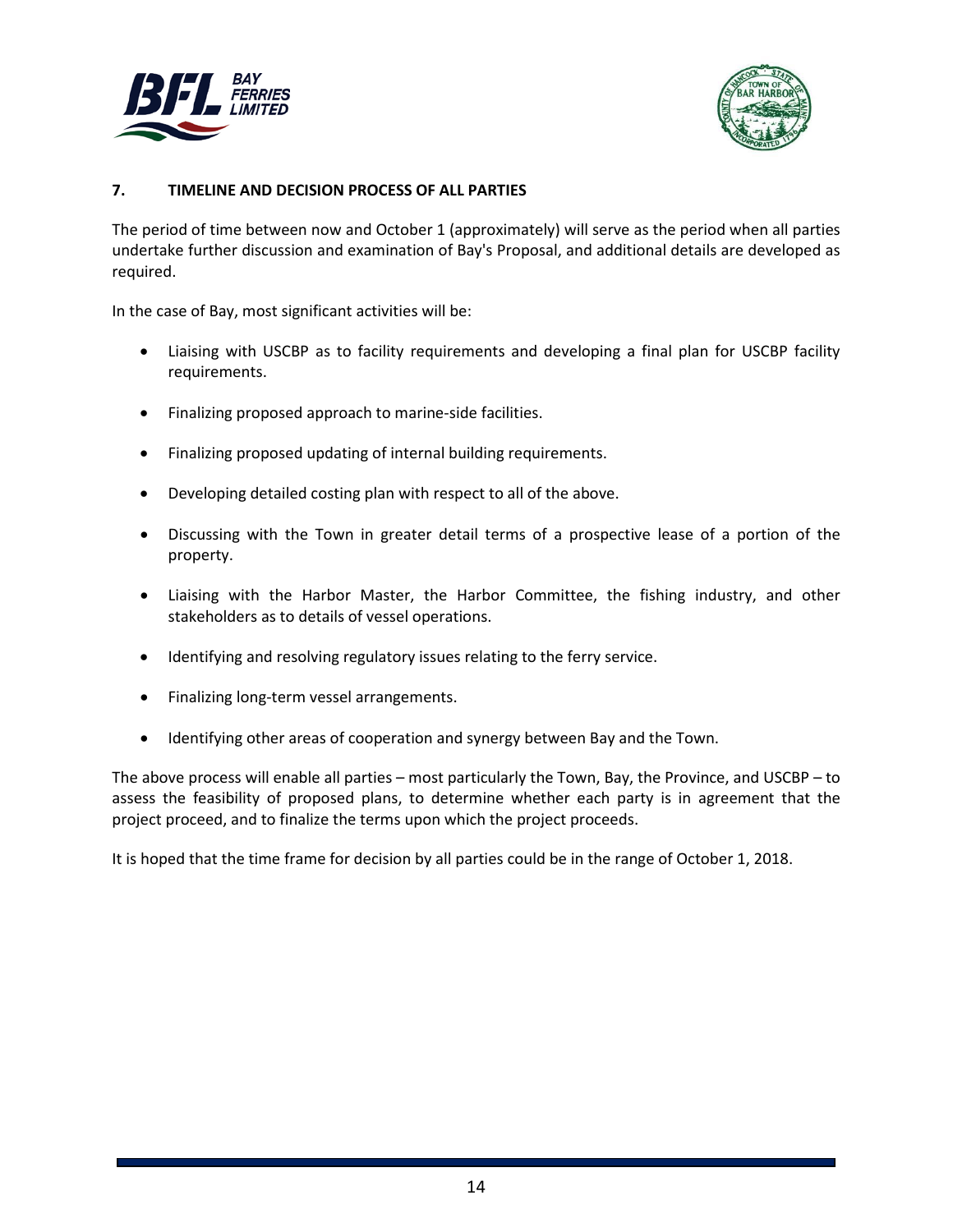## 7. TIMELINE AND DECISION PROCESS OF ALL PARTIES

The period of time between now and October 1 (approximately) will serve as the period when all parties undertake further discussion and examination of Bay's Proposal, and additional details are developed as required.

In the case of Bay, most significant activities will be:

- Liaising with USCBP as to facility requirements and developing a final plan for USCBP facility requirements.
- Finalizing proposed approach to marine-side facilities.
- Finalizing proposed updating of internal building requirements.
- Developing detailed costing plan with respect to all of the above.
- Discussing with the Town in greater detail terms of a prospective lease of a portion of the property.
- Liaising with the Harbor Master, the Harbor Committee, the fishing industry, and other stakeholders as to details of vessel operations.
- Identifying and resolving regulatory issues relating to the ferry service.
- Finalizing long-term vessel arrangements.
- Identifying other areas of cooperation and synergy between Bay and the Town.

The above process will enable all parties – most particularly the Town, Bay, the Province, and USCBP – to assess the feasibility of proposed plans, to determine whether each party is in agreement that the project proceed, and to finalize the terms upon which the project proceeds.

It is hoped that the time frame for decision by all parties could be in the range of October 1, 2018.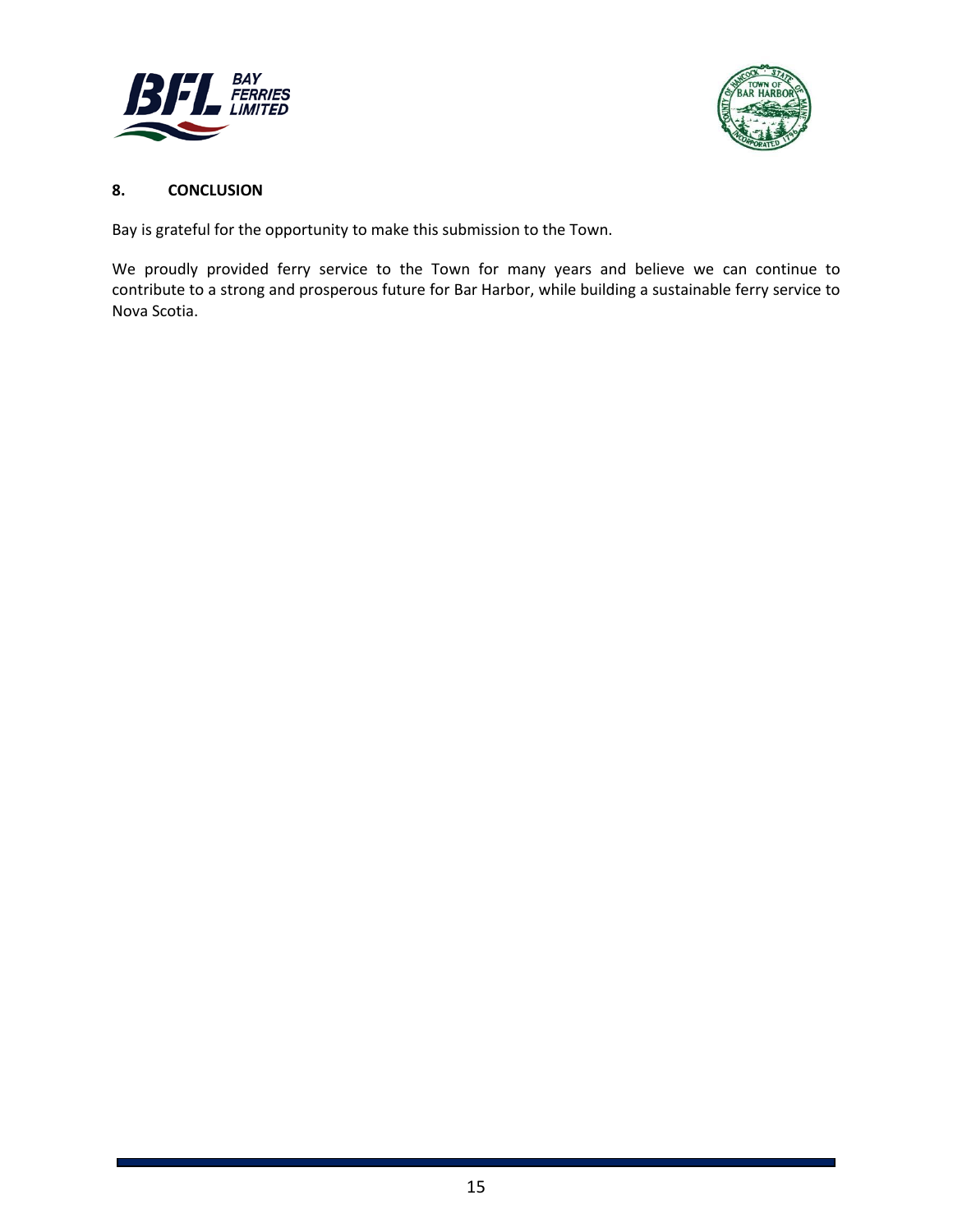## 8. CONCLUSION

Bay is grateful for the opportunity to make this submission to the Town.

We proudly provided ferry service to the Town for many years and believe we can continue to contribute to a strong and prosperous future for Bar Harbor, while building a sustainable ferry service to Nova Scotia.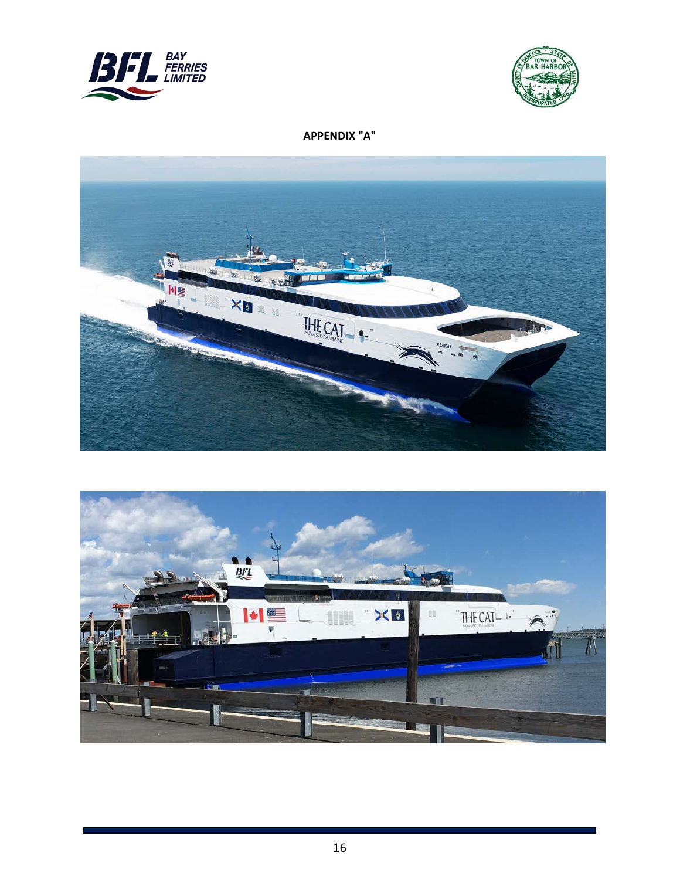**APPENDIX "A"**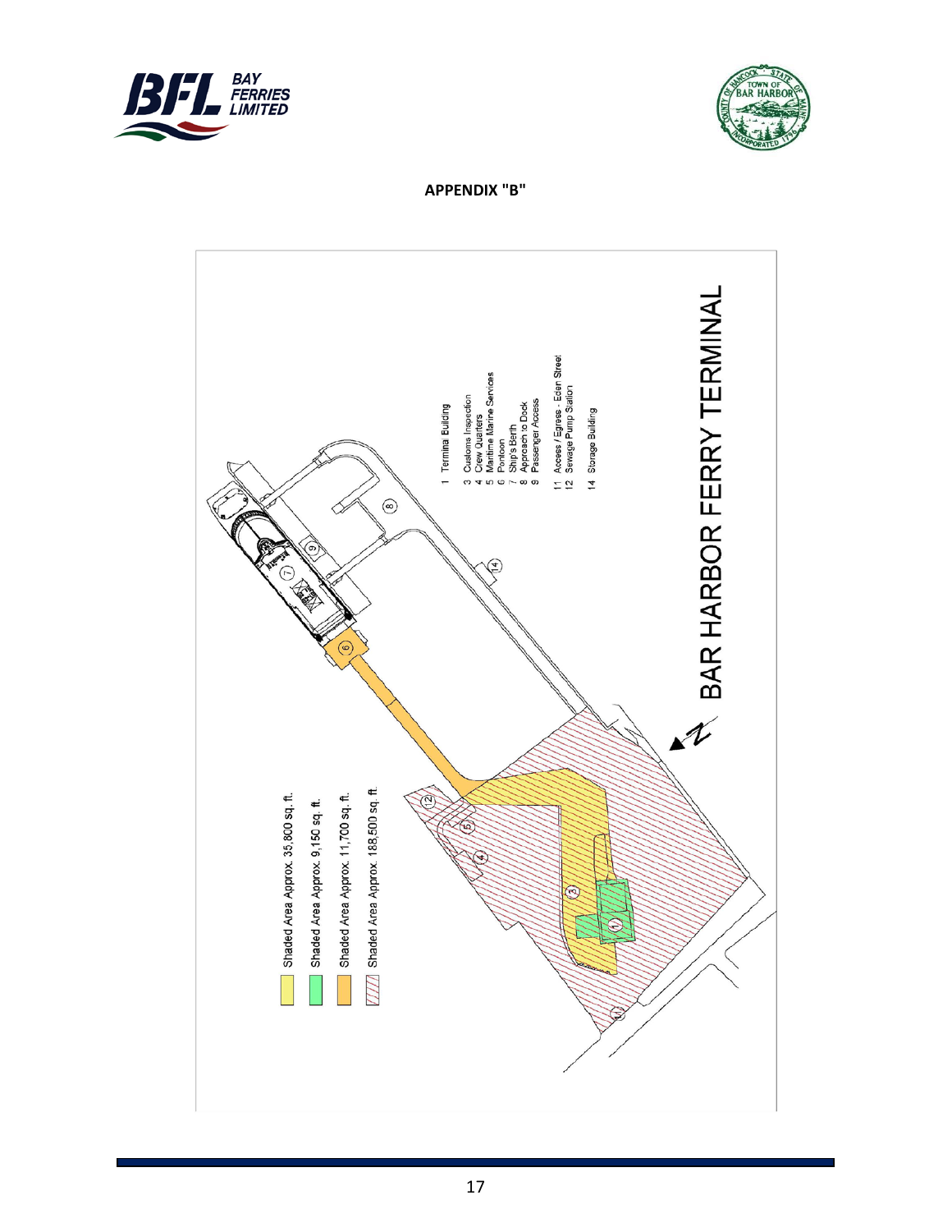**APPENDIX "B"**

Shaded Area Approx. 35,800 sq. ft.

Shaded Area Approx. 9,150 sq. ft.

Shaded Area Approx. 11,700 sq. ft.

Shaded Area Approx. 188,500 sq. ft.

1 Terminal Building

3 Customs Inspection
4 Crew Quarters
5 Maritime Marine Services
6 Pontoon
7 Ship's Berth
8 Approach to Dock
9 Passenger Access

11 Access / Egress - Eden Street
12 Sewage Pump Station

14 Storage Building

BAR HARBOR FERRY TERMINAL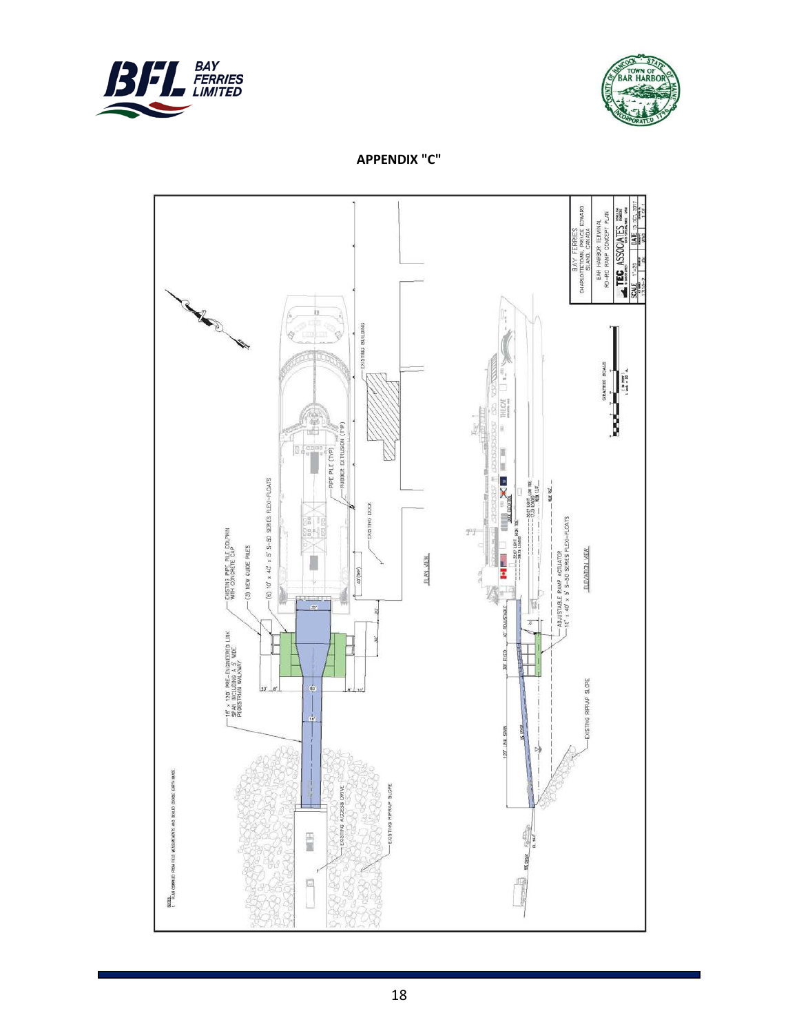# APPENDIX "C"

BAY FERRIES
CHARLOTTETOWN, PRINCE EDWARD ISLAND, CANADA

BAR HARBOR TERMINAL
RO-RO RAMP CONCEPT PLAN

TEC ASSOCIATES

SCALE 1"=50'

DATE 13 OCT. 2017

NOTE:
1. PLAN COMPILED FROM FIELD MEASUREMENTS AND SCALED GOOGLE EARTH IMAGE.

PLAN VIEW

ELEVATION VIEW

GRAPHIC SCALE

16' x 120' PRE-ENGINEERED LINK SPAN INCLUDING A 5' WIDE PEDESTRIAN WALKWAY

EXISTING PIPE PILE DOLPHIN WITH CONCRETE CAP

(3) NEW GUIDE PILES

(6) 10' x 40' x 5' S-50 SERIES FLEXI-FLOATS

PIPE PILE (TYP)

RUBBER EXTRUSION (TYP)

EXISTING DOCK

EXISTING BUILDING

EXISTING ACCESS DRIVE

EXISTING RIPRAP SLOPE

ADJUSTABLE RAMP ACTUATOR

10' x 40' x 5' S-50 SERIES FLEXI-FLOATS

120' LINK SPAN

30' FIXED

40' ADJUSTABLE

40' (TYP)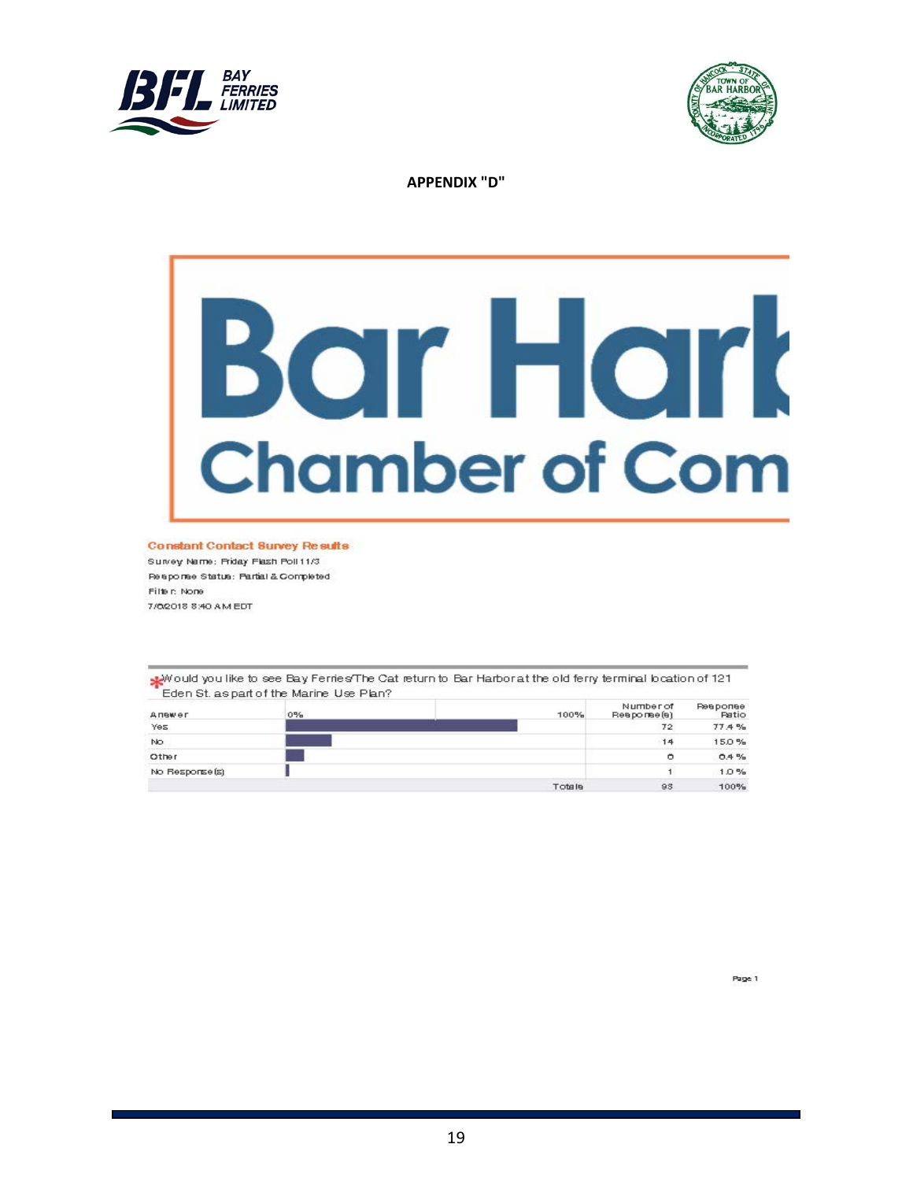**APPENDIX "D"**

# Bar Harb
## Chamber of Com

**Constant Contact Survey Results**

Survey Name: Friday Flash Poll 11/3
Response Status: Partial & Completed
Filter: None
7/6/2018 8:40 AM EDT

*Would you like to see Bay Ferries/The Cat return to Bar Harbor at the old ferry terminal location of 121 Eden St. as part of the Marine Use Plan?

| Answer | 0% 100% | Number of Response(s) | Response Ratio |
|---|---|---|---|
| Yes | | 72 | 77.4 % |
| No | | 14 | 15.0 % |
| Other | | 6 | 6.4 % |
| No Response(s) | | 1 | 1.0 % |
| | Totals | 93 | 100% |

Page 1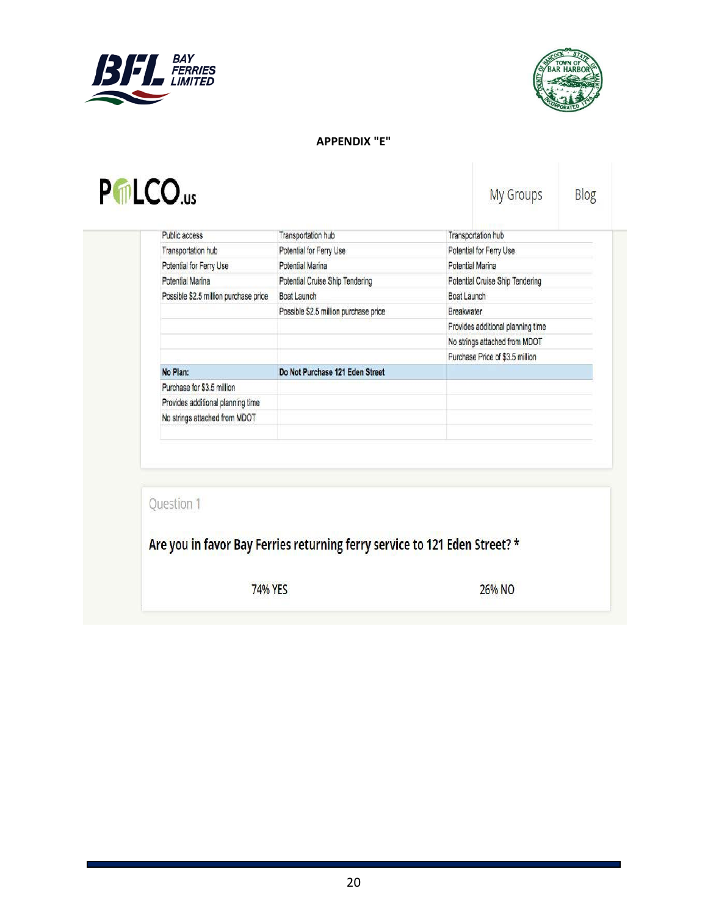**APPENDIX "E"**

POLCO.us

My Groups Blog

| | | |
|---|---|---|
| Public access | Transportation hub | Transportation hub |
| Transportation hub | Potential for Ferry Use | Potential for Ferry Use |
| Potential for Ferry Use | Potential Marina | Potential Marina |
| Potential Marina | Potential Cruise Ship Tendering | Potential Cruise Ship Tendering |
| Possible $2.5 million purchase price | Boat Launch | Boat Launch |
| | Possible $2.5 million purchase price | Breakwater |
| | | Provides additional planning time |
| | | No strings attached from MDOT |
| | | Purchase Price of $3.5 million |
| **No Plan:** | **Do Not Purchase 121 Eden Street** | |
| Purchase for $3.5 million | | |
| Provides additional planning time | | |
| No strings attached from MDOT | | |

Question 1

**Are you in favor Bay Ferries returning ferry service to 121 Eden Street? ***

74% YES

26% NO